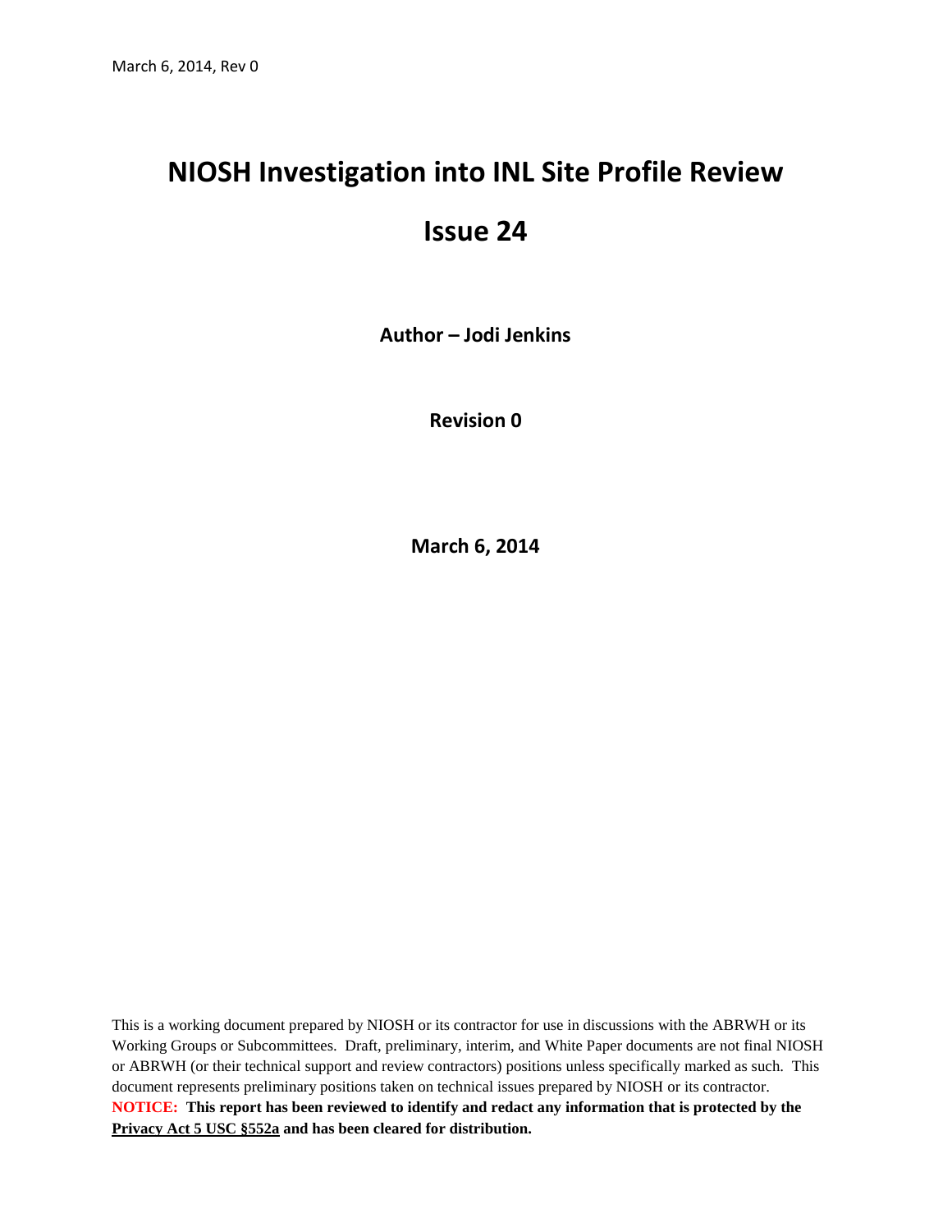# NIOSH Investigation into INL Site Profile Review

# Issue 24

**Author – Jodi Jenkins**

**Revision 0**

**March 6, 2014**

This is a working document prepared by NIOSH or its contractor for use in discussions with the ABRWH or its Working Groups or Subcommittees. Draft, preliminary, interim, and White Paper documents are not final NIOSH or ABRWH (or their technical support and review contractors) positions unless specifically marked as such. This document represents preliminary positions taken on technical issues prepared by NIOSH or its contractor.

**NOTICE: This report has been reviewed to identify and redact any information that is protected by the Privacy Act 5 USC §552a and has been cleared for distribution.**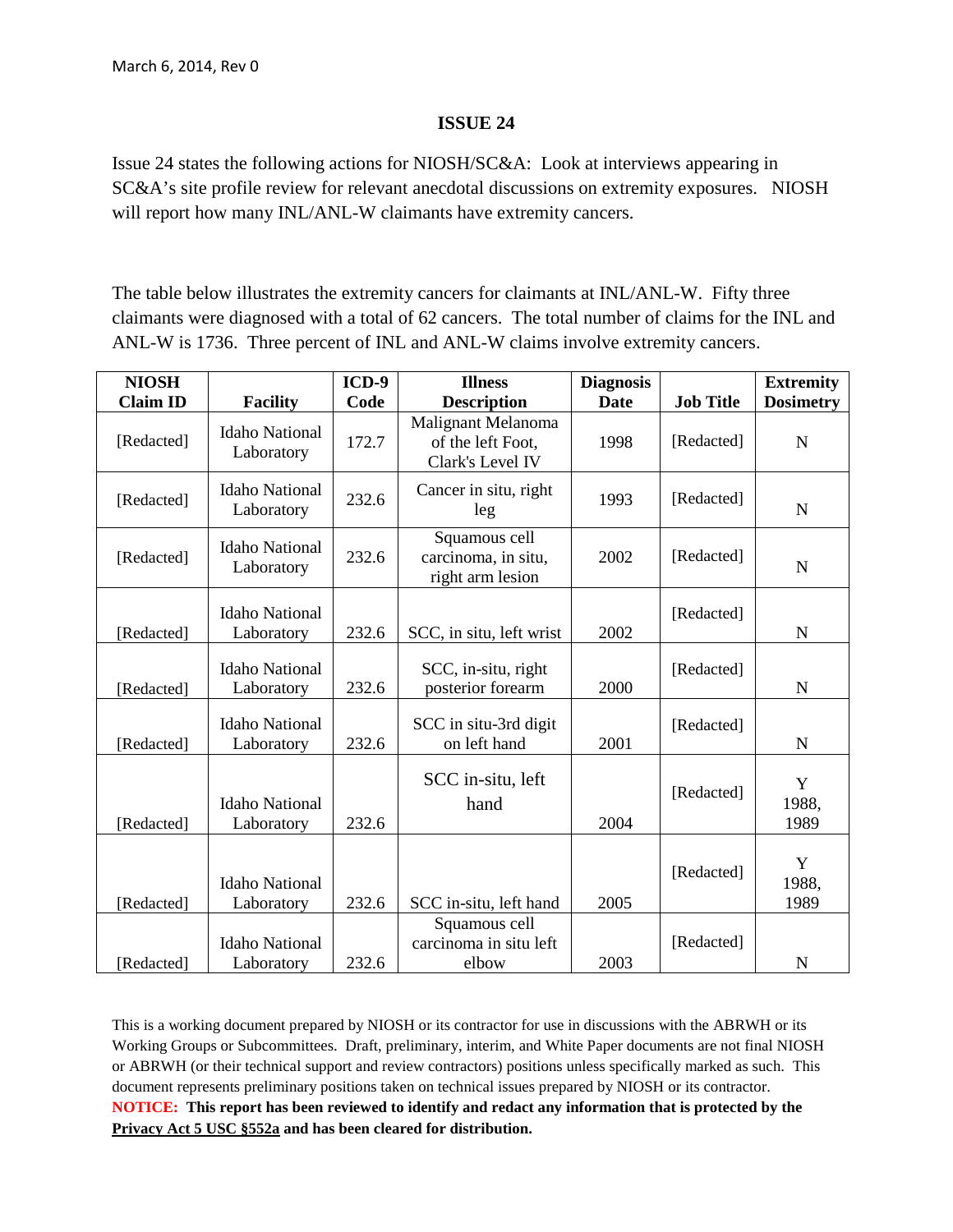**ISSUE 24**

Issue 24 states the following actions for NIOSH/SC&A: Look at interviews appearing in SC&A's site profile review for relevant anecdotal discussions on extremity exposures. NIOSH will report how many INL/ANL-W claimants have extremity cancers.

The table below illustrates the extremity cancers for claimants at INL/ANL-W. Fifty three claimants were diagnosed with a total of 62 cancers. The total number of claims for the INL and ANL-W is 1736. Three percent of INL and ANL-W claims involve extremity cancers.

| NIOSH Claim ID | Facility | ICD-9 Code | Illness Description | Diagnosis Date | Job Title | Extremity Dosimetry |
|---|---|---|---|---|---|---|
| [Redacted] | Idaho National Laboratory | 172.7 | Malignant Melanoma of the left Foot, Clark's Level IV | 1998 | [Redacted] | N |
| [Redacted] | Idaho National Laboratory | 232.6 | Cancer in situ, right leg | 1993 | [Redacted] | N |
| [Redacted] | Idaho National Laboratory | 232.6 | Squamous cell carcinoma, in situ, right arm lesion | 2002 | [Redacted] | N |
| [Redacted] | Idaho National Laboratory | 232.6 | SCC, in situ, left wrist | 2002 | [Redacted] | N |
| [Redacted] | Idaho National Laboratory | 232.6 | SCC, in-situ, right posterior forearm | 2000 | [Redacted] | N |
| [Redacted] | Idaho National Laboratory | 232.6 | SCC in situ-3rd digit on left hand | 2001 | [Redacted] | N |
| [Redacted] | Idaho National Laboratory | 232.6 | SCC in-situ, left hand | 2004 | [Redacted] | Y 1988, 1989 |
| [Redacted] | Idaho National Laboratory | 232.6 | SCC in-situ, left hand | 2005 | [Redacted] | Y 1988, 1989 |
| [Redacted] | Idaho National Laboratory | 232.6 | Squamous cell carcinoma in situ left elbow | 2003 | [Redacted] | N |

This is a working document prepared by NIOSH or its contractor for use in discussions with the ABRWH or its Working Groups or Subcommittees. Draft, preliminary, interim, and White Paper documents are not final NIOSH or ABRWH (or their technical support and review contractors) positions unless specifically marked as such. This document represents preliminary positions taken on technical issues prepared by NIOSH or its contractor.

**NOTICE: This report has been reviewed to identify and redact any information that is protected by the Privacy Act 5 USC §552a and has been cleared for distribution.**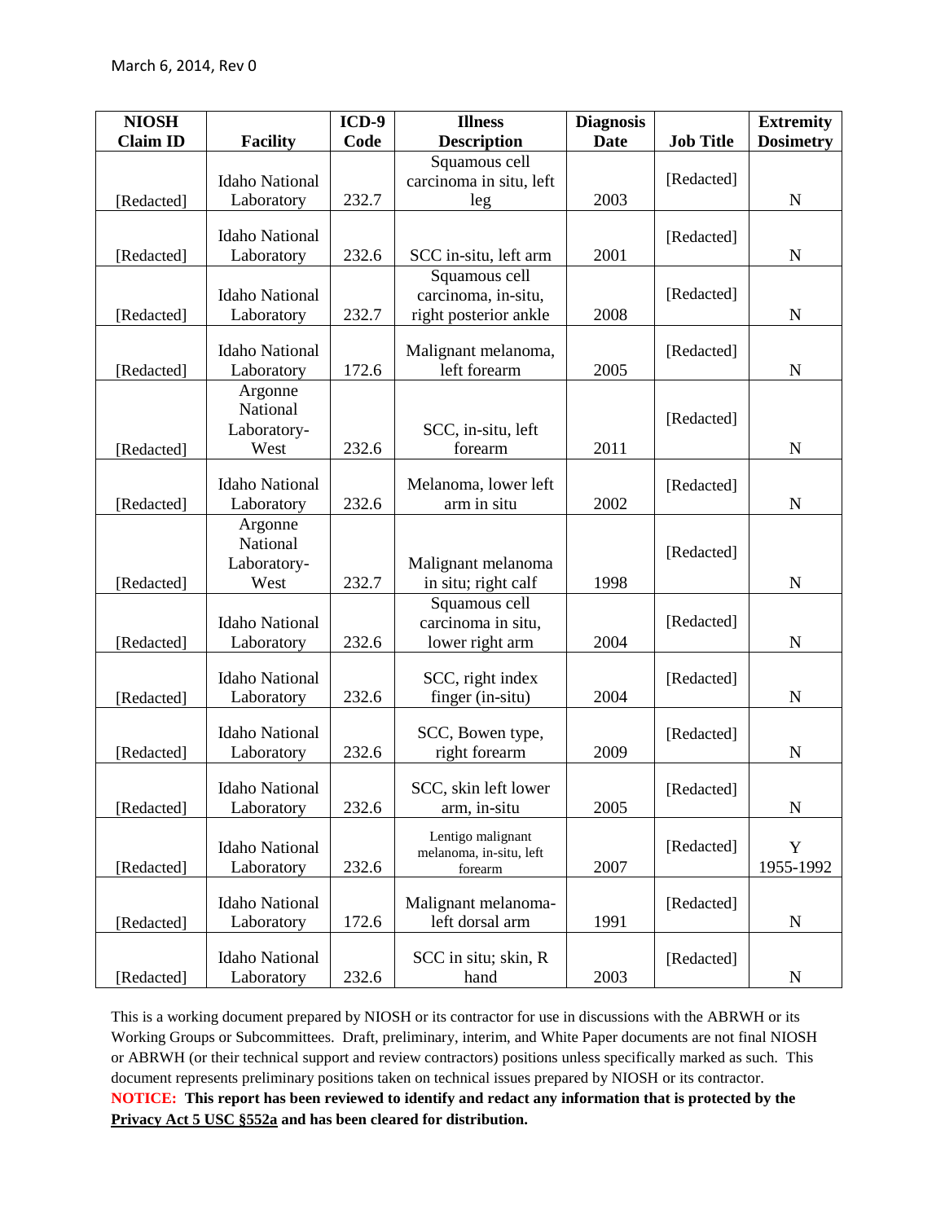| NIOSH Claim ID | Facility | ICD-9 Code | Illness Description | Diagnosis Date | Job Title | Extremity Dosimetry |
|---|---|---|---|---|---|---|
| [Redacted] | Idaho National Laboratory | 232.7 | Squamous cell carcinoma in situ, left leg | 2003 | [Redacted] | N |
| [Redacted] | Idaho National Laboratory | 232.6 | SCC in-situ, left arm | 2001 | [Redacted] | N |
| [Redacted] | Idaho National Laboratory | 232.7 | Squamous cell carcinoma, in-situ, right posterior ankle | 2008 | [Redacted] | N |
| [Redacted] | Idaho National Laboratory | 172.6 | Malignant melanoma, left forearm | 2005 | [Redacted] | N |
| [Redacted] | Argonne National Laboratory-West | 232.6 | SCC, in-situ, left forearm | 2011 | [Redacted] | N |
| [Redacted] | Idaho National Laboratory | 232.6 | Melanoma, lower left arm in situ | 2002 | [Redacted] | N |
| [Redacted] | Argonne National Laboratory-West | 232.7 | Malignant melanoma in situ; right calf | 1998 | [Redacted] | N |
| [Redacted] | Idaho National Laboratory | 232.6 | Squamous cell carcinoma in situ, lower right arm | 2004 | [Redacted] | N |
| [Redacted] | Idaho National Laboratory | 232.6 | SCC, right index finger (in-situ) | 2004 | [Redacted] | N |
| [Redacted] | Idaho National Laboratory | 232.6 | SCC, Bowen type, right forearm | 2009 | [Redacted] | N |
| [Redacted] | Idaho National Laboratory | 232.6 | SCC, skin left lower arm, in-situ | 2005 | [Redacted] | N |
| [Redacted] | Idaho National Laboratory | 232.6 | Lentigo malignant melanoma, in-situ, left forearm | 2007 | [Redacted] | Y 1955-1992 |
| [Redacted] | Idaho National Laboratory | 172.6 | Malignant melanoma-left dorsal arm | 1991 | [Redacted] | N |
| [Redacted] | Idaho National Laboratory | 232.6 | SCC in situ; skin, R hand | 2003 | [Redacted] | N |

This is a working document prepared by NIOSH or its contractor for use in discussions with the ABRWH or its Working Groups or Subcommittees. Draft, preliminary, interim, and White Paper documents are not final NIOSH or ABRWH (or their technical support and review contractors) positions unless specifically marked as such. This document represents preliminary positions taken on technical issues prepared by NIOSH or its contractor.

**NOTICE: This report has been reviewed to identify and redact any information that is protected by the Privacy Act 5 USC §552a and has been cleared for distribution.**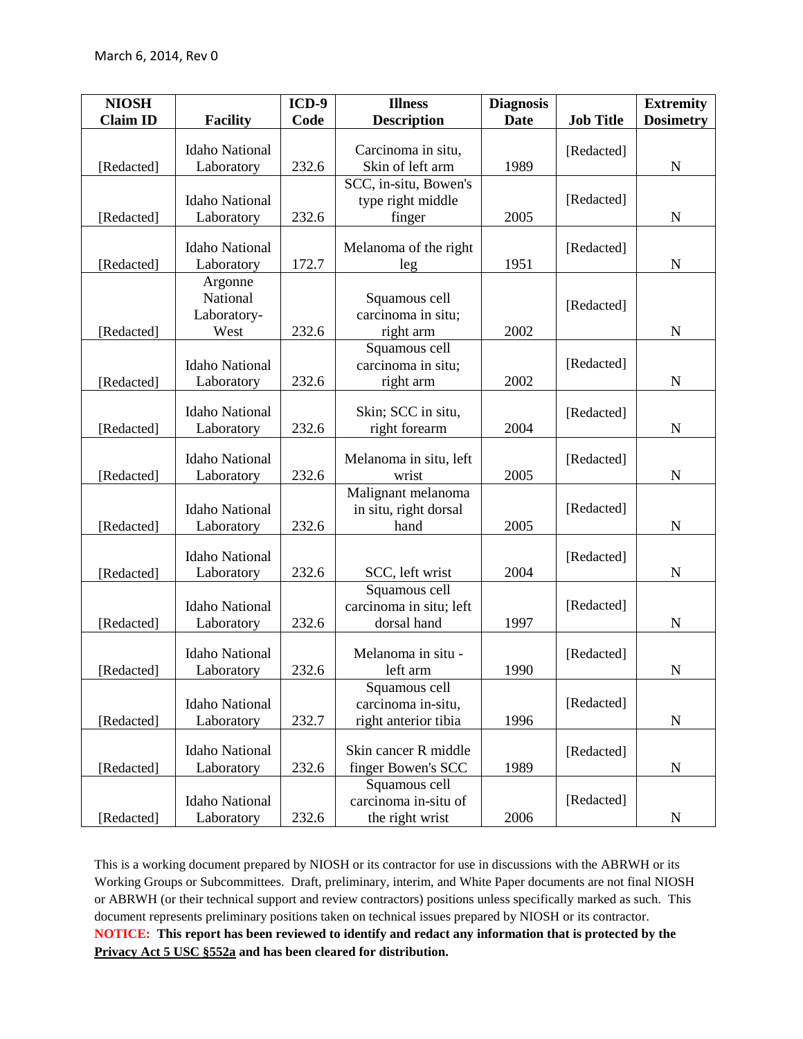| NIOSH Claim ID | Facility | ICD-9 Code | Illness Description | Diagnosis Date | Job Title | Extremity Dosimetry |
|---|---|---|---|---|---|---|
| [Redacted] | Idaho National Laboratory | 232.6 | Carcinoma in situ, Skin of left arm | 1989 | [Redacted] | N |
| [Redacted] | Idaho National Laboratory | 232.6 | SCC, in-situ, Bowen's type right middle finger | 2005 | [Redacted] | N |
| [Redacted] | Idaho National Laboratory | 172.7 | Melanoma of the right leg | 1951 | [Redacted] | N |
| [Redacted] | Argonne National Laboratory-West | 232.6 | Squamous cell carcinoma in situ; right arm | 2002 | [Redacted] | N |
| [Redacted] | Idaho National Laboratory | 232.6 | Squamous cell carcinoma in situ; right arm | 2002 | [Redacted] | N |
| [Redacted] | Idaho National Laboratory | 232.6 | Skin; SCC in situ, right forearm | 2004 | [Redacted] | N |
| [Redacted] | Idaho National Laboratory | 232.6 | Melanoma in situ, left wrist | 2005 | [Redacted] | N |
| [Redacted] | Idaho National Laboratory | 232.6 | Malignant melanoma in situ, right dorsal hand | 2005 | [Redacted] | N |
| [Redacted] | Idaho National Laboratory | 232.6 | SCC, left wrist | 2004 | [Redacted] | N |
| [Redacted] | Idaho National Laboratory | 232.6 | Squamous cell carcinoma in situ; left dorsal hand | 1997 | [Redacted] | N |
| [Redacted] | Idaho National Laboratory | 232.6 | Melanoma in situ - left arm | 1990 | [Redacted] | N |
| [Redacted] | Idaho National Laboratory | 232.7 | Squamous cell carcinoma in-situ, right anterior tibia | 1996 | [Redacted] | N |
| [Redacted] | Idaho National Laboratory | 232.6 | Skin cancer R middle finger Bowen's SCC | 1989 | [Redacted] | N |
| [Redacted] | Idaho National Laboratory | 232.6 | Squamous cell carcinoma in-situ of the right wrist | 2006 | [Redacted] | N |

This is a working document prepared by NIOSH or its contractor for use in discussions with the ABRWH or its Working Groups or Subcommittees. Draft, preliminary, interim, and White Paper documents are not final NIOSH or ABRWH (or their technical support and review contractors) positions unless specifically marked as such. This document represents preliminary positions taken on technical issues prepared by NIOSH or its contractor.

**NOTICE: This report has been reviewed to identify and redact any information that is protected by the Privacy Act 5 USC §552a and has been cleared for distribution.**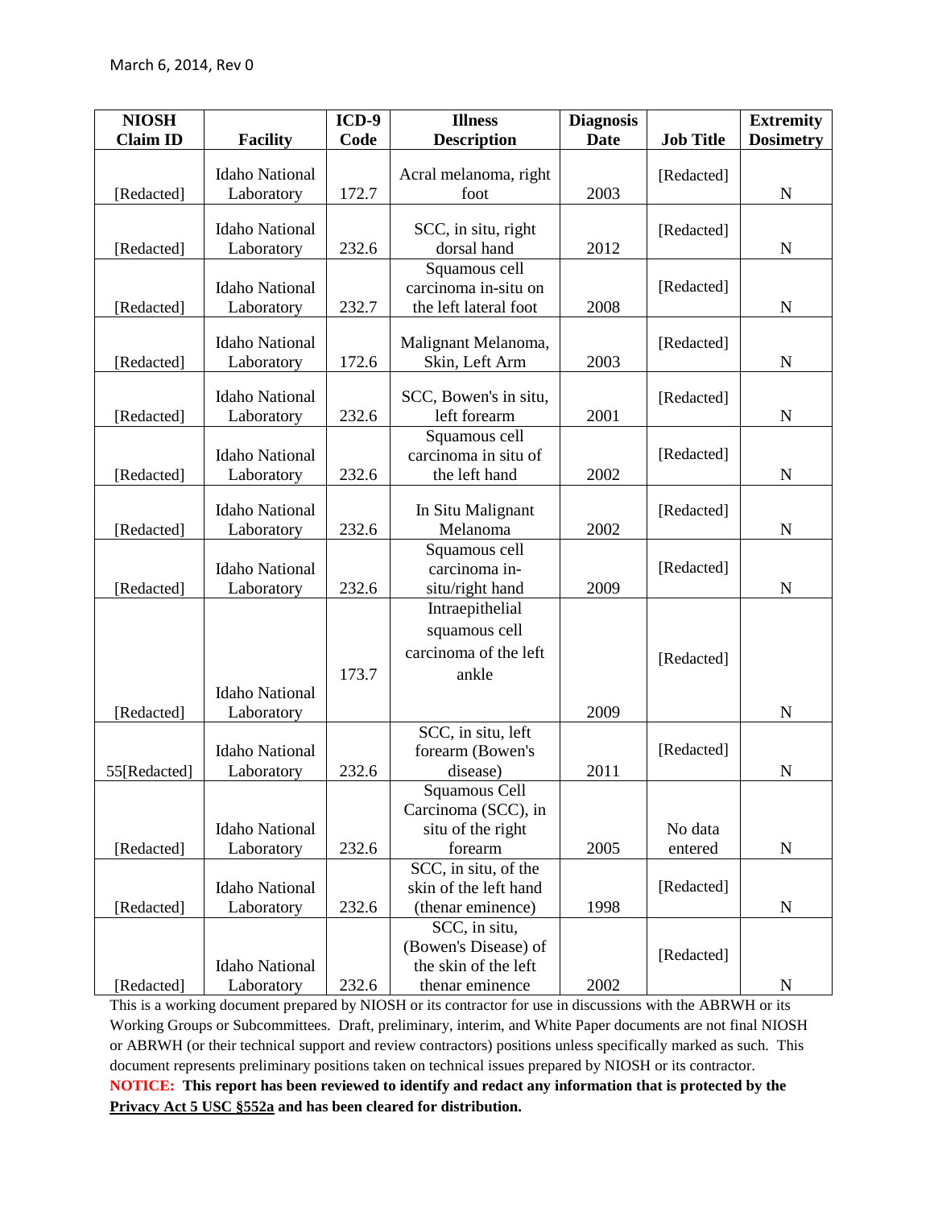| NIOSH Claim ID | Facility | ICD-9 Code | Illness Description | Diagnosis Date | Job Title | Extremity Dosimetry |
|---|---|---|---|---|---|---|
| [Redacted] | Idaho National Laboratory | 172.7 | Acral melanoma, right foot | 2003 | [Redacted] | N |
| [Redacted] | Idaho National Laboratory | 232.6 | SCC, in situ, right dorsal hand | 2012 | [Redacted] | N |
| [Redacted] | Idaho National Laboratory | 232.7 | Squamous cell carcinoma in-situ on the left lateral foot | 2008 | [Redacted] | N |
| [Redacted] | Idaho National Laboratory | 172.6 | Malignant Melanoma, Skin, Left Arm | 2003 | [Redacted] | N |
| [Redacted] | Idaho National Laboratory | 232.6 | SCC, Bowen's in situ, left forearm | 2001 | [Redacted] | N |
| [Redacted] | Idaho National Laboratory | 232.6 | Squamous cell carcinoma in situ of the left hand | 2002 | [Redacted] | N |
| [Redacted] | Idaho National Laboratory | 232.6 | In Situ Malignant Melanoma | 2002 | [Redacted] | N |
| [Redacted] | Idaho National Laboratory | 232.6 | Squamous cell carcinoma in-situ/right hand | 2009 | [Redacted] | N |
| [Redacted] | Idaho National Laboratory | 173.7 | Intraepithelial squamous cell carcinoma of the left ankle | 2009 | [Redacted] | N |
| 55[Redacted] | Idaho National Laboratory | 232.6 | SCC, in situ, left forearm (Bowen's disease) | 2011 | [Redacted] | N |
| [Redacted] | Idaho National Laboratory | 232.6 | Squamous Cell Carcinoma (SCC), in situ of the right forearm | 2005 | No data entered | N |
| [Redacted] | Idaho National Laboratory | 232.6 | SCC, in situ, of the skin of the left hand (thenar eminence) | 1998 | [Redacted] | N |
| [Redacted] | Idaho National Laboratory | 232.6 | SCC, in situ, (Bowen's Disease) of the skin of the left thenar eminence | 2002 | [Redacted] | N |

This is a working document prepared by NIOSH or its contractor for use in discussions with the ABRWH or its Working Groups or Subcommittees. Draft, preliminary, interim, and White Paper documents are not final NIOSH or ABRWH (or their technical support and review contractors) positions unless specifically marked as such. This document represents preliminary positions taken on technical issues prepared by NIOSH or its contractor.

**NOTICE: This report has been reviewed to identify and redact any information that is protected by the Privacy Act 5 USC §552a and has been cleared for distribution.**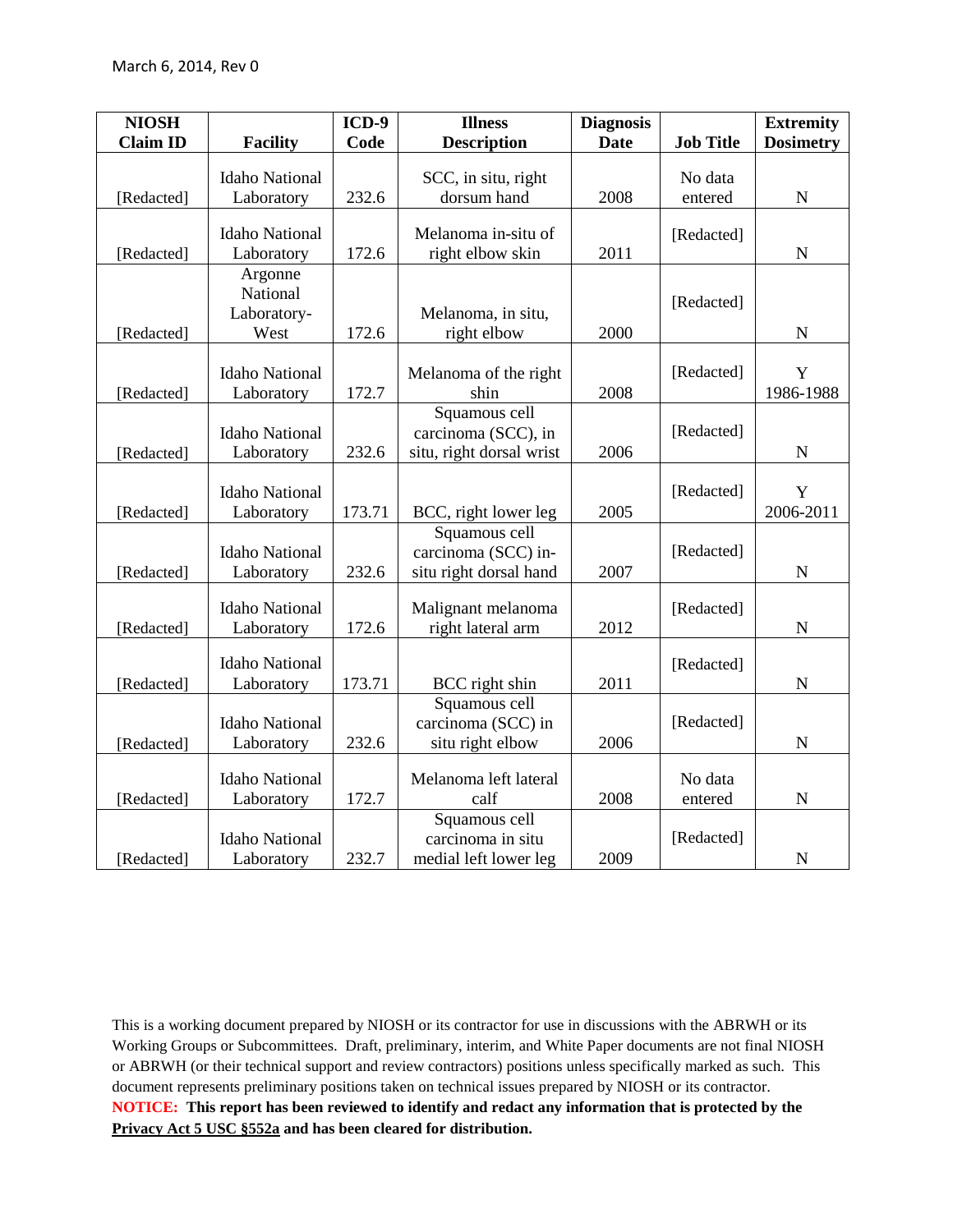| NIOSH Claim ID | Facility | ICD-9 Code | Illness Description | Diagnosis Date | Job Title | Extremity Dosimetry |
|---|---|---|---|---|---|---|
| [Redacted] | Idaho National Laboratory | 232.6 | SCC, in situ, right dorsum hand | 2008 | No data entered | N |
| [Redacted] | Idaho National Laboratory | 172.6 | Melanoma in-situ of right elbow skin | 2011 | [Redacted] | N |
| [Redacted] | Argonne National Laboratory-West | 172.6 | Melanoma, in situ, right elbow | 2000 | [Redacted] | N |
| [Redacted] | Idaho National Laboratory | 172.7 | Melanoma of the right shin | 2008 | [Redacted] | Y 1986-1988 |
| [Redacted] | Idaho National Laboratory | 232.6 | Squamous cell carcinoma (SCC), in situ, right dorsal wrist | 2006 | [Redacted] | N |
| [Redacted] | Idaho National Laboratory | 173.71 | BCC, right lower leg | 2005 | [Redacted] | Y 2006-2011 |
| [Redacted] | Idaho National Laboratory | 232.6 | Squamous cell carcinoma (SCC) in-situ right dorsal hand | 2007 | [Redacted] | N |
| [Redacted] | Idaho National Laboratory | 172.6 | Malignant melanoma right lateral arm | 2012 | [Redacted] | N |
| [Redacted] | Idaho National Laboratory | 173.71 | BCC right shin | 2011 | [Redacted] | N |
| [Redacted] | Idaho National Laboratory | 232.6 | Squamous cell carcinoma (SCC) in situ right elbow | 2006 | [Redacted] | N |
| [Redacted] | Idaho National Laboratory | 172.7 | Melanoma left lateral calf | 2008 | No data entered | N |
| [Redacted] | Idaho National Laboratory | 232.7 | Squamous cell carcinoma in situ medial left lower leg | 2009 | [Redacted] | N |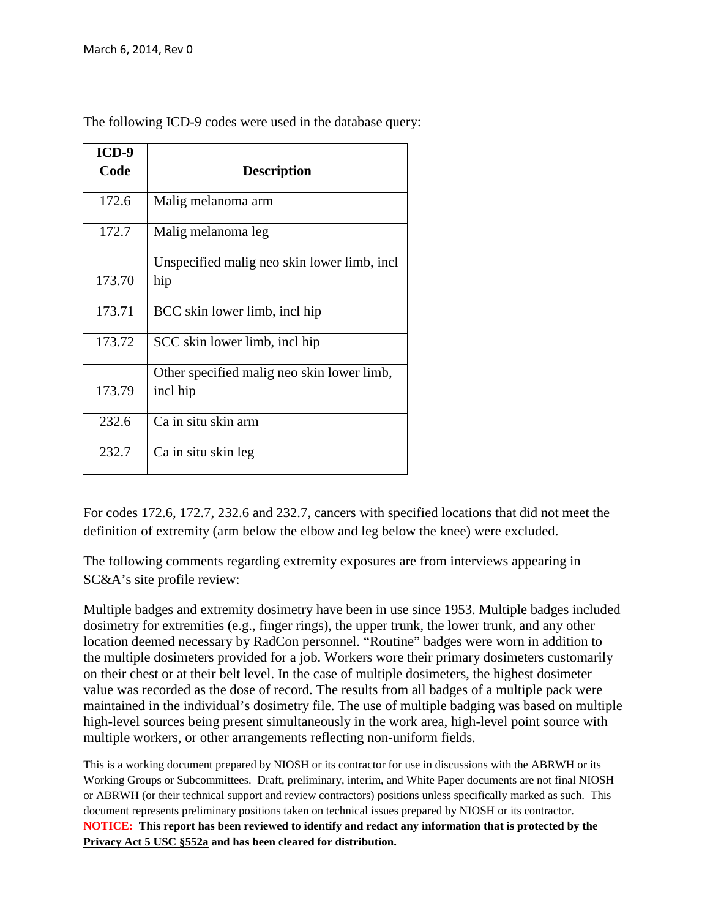The following ICD-9 codes were used in the database query:

| ICD-9 Code | Description |
|---|---|
| 172.6 | Malig melanoma arm |
| 172.7 | Malig melanoma leg |
| 173.70 | Unspecified malig neo skin lower limb, incl hip |
| 173.71 | BCC skin lower limb, incl hip |
| 173.72 | SCC skin lower limb, incl hip |
| 173.79 | Other specified malig neo skin lower limb, incl hip |
| 232.6 | Ca in situ skin arm |
| 232.7 | Ca in situ skin leg |

For codes 172.6, 172.7, 232.6 and 232.7, cancers with specified locations that did not meet the definition of extremity (arm below the elbow and leg below the knee) were excluded.

The following comments regarding extremity exposures are from interviews appearing in SC&A's site profile review:

Multiple badges and extremity dosimetry have been in use since 1953. Multiple badges included dosimetry for extremities (e.g., finger rings), the upper trunk, the lower trunk, and any other location deemed necessary by RadCon personnel. "Routine" badges were worn in addition to the multiple dosimeters provided for a job. Workers wore their primary dosimeters customarily on their chest or at their belt level. In the case of multiple dosimeters, the highest dosimeter value was recorded as the dose of record. The results from all badges of a multiple pack were maintained in the individual's dosimetry file. The use of multiple badging was based on multiple high-level sources being present simultaneously in the work area, high-level point source with multiple workers, or other arrangements reflecting non-uniform fields.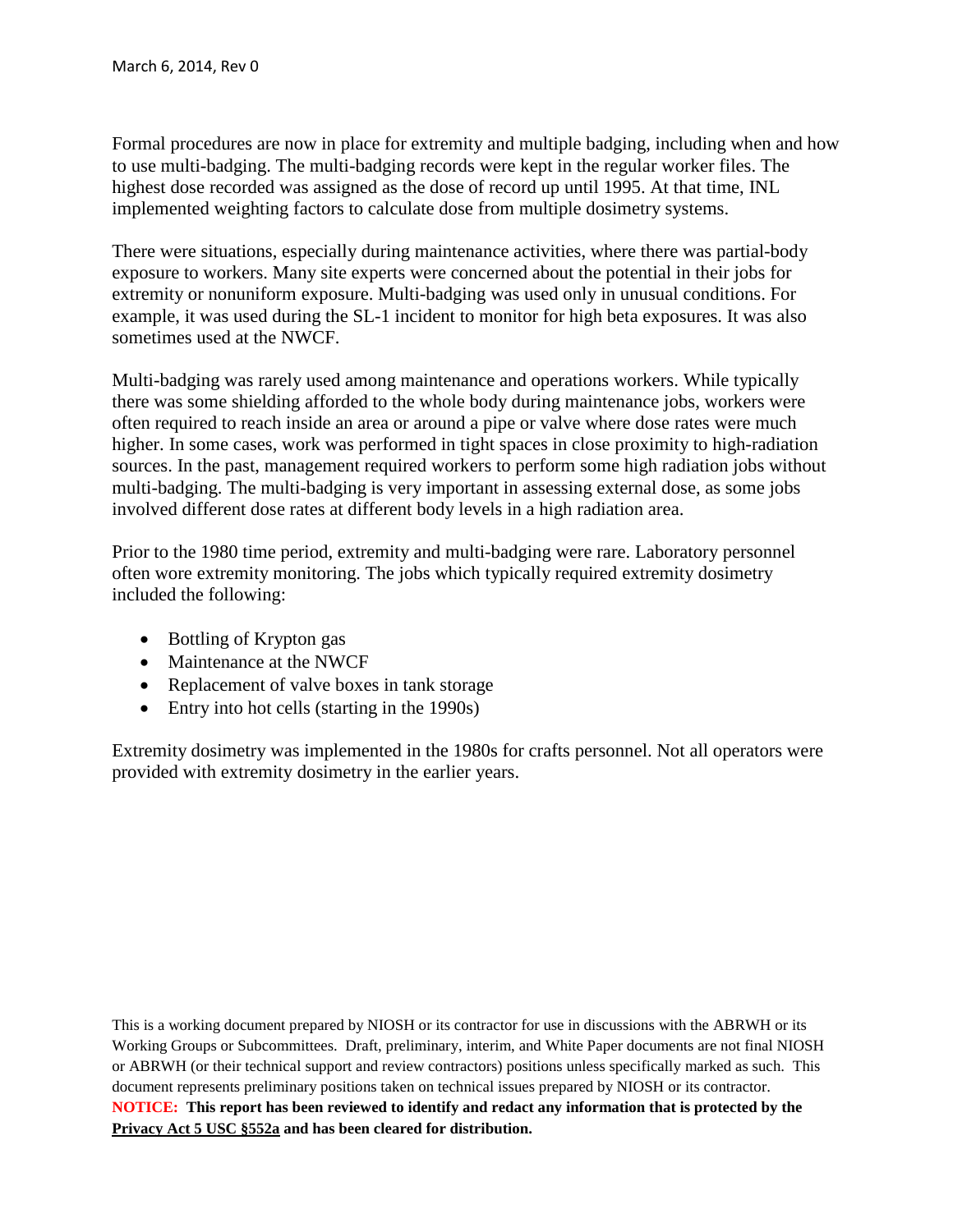Formal procedures are now in place for extremity and multiple badging, including when and how to use multi-badging. The multi-badging records were kept in the regular worker files. The highest dose recorded was assigned as the dose of record up until 1995. At that time, INL implemented weighting factors to calculate dose from multiple dosimetry systems.

There were situations, especially during maintenance activities, where there was partial-body exposure to workers. Many site experts were concerned about the potential in their jobs for extremity or nonuniform exposure. Multi-badging was used only in unusual conditions. For example, it was used during the SL-1 incident to monitor for high beta exposures. It was also sometimes used at the NWCF.

Multi-badging was rarely used among maintenance and operations workers. While typically there was some shielding afforded to the whole body during maintenance jobs, workers were often required to reach inside an area or around a pipe or valve where dose rates were much higher. In some cases, work was performed in tight spaces in close proximity to high-radiation sources. In the past, management required workers to perform some high radiation jobs without multi-badging. The multi-badging is very important in assessing external dose, as some jobs involved different dose rates at different body levels in a high radiation area.

Prior to the 1980 time period, extremity and multi-badging were rare. Laboratory personnel often wore extremity monitoring. The jobs which typically required extremity dosimetry included the following:

- Bottling of Krypton gas
- Maintenance at the NWCF
- Replacement of valve boxes in tank storage
- Entry into hot cells (starting in the 1990s)

Extremity dosimetry was implemented in the 1980s for crafts personnel. Not all operators were provided with extremity dosimetry in the earlier years.